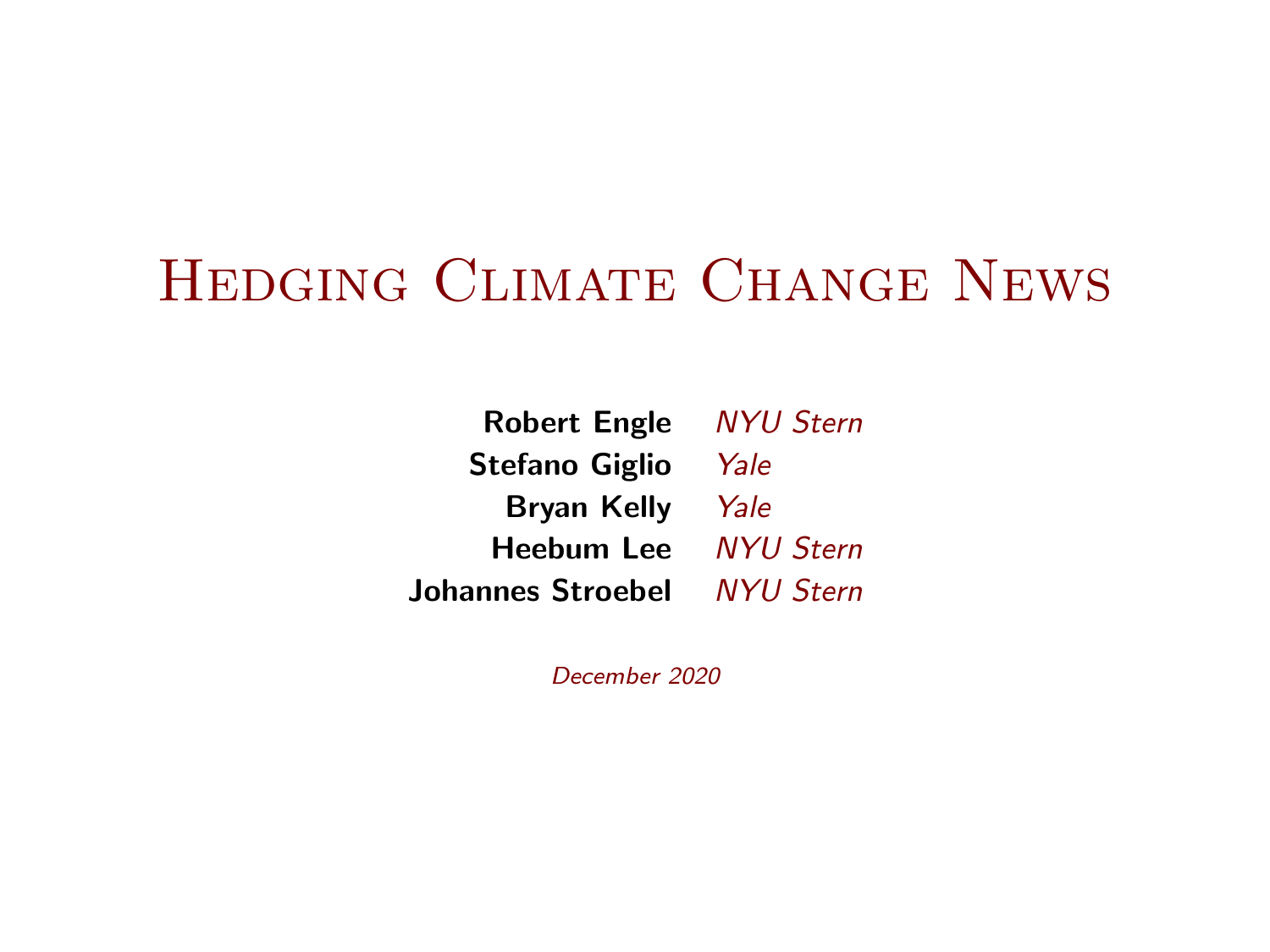# Hedging Climate Change News

| | |
|---|---|
| **Robert Engle** | *NYU Stern* |
| **Stefano Giglio** | *Yale* |
| **Bryan Kelly** | *Yale* |
| **Heebum Lee** | *NYU Stern* |
| **Johannes Stroebel** | *NYU Stern* |

*December 2020*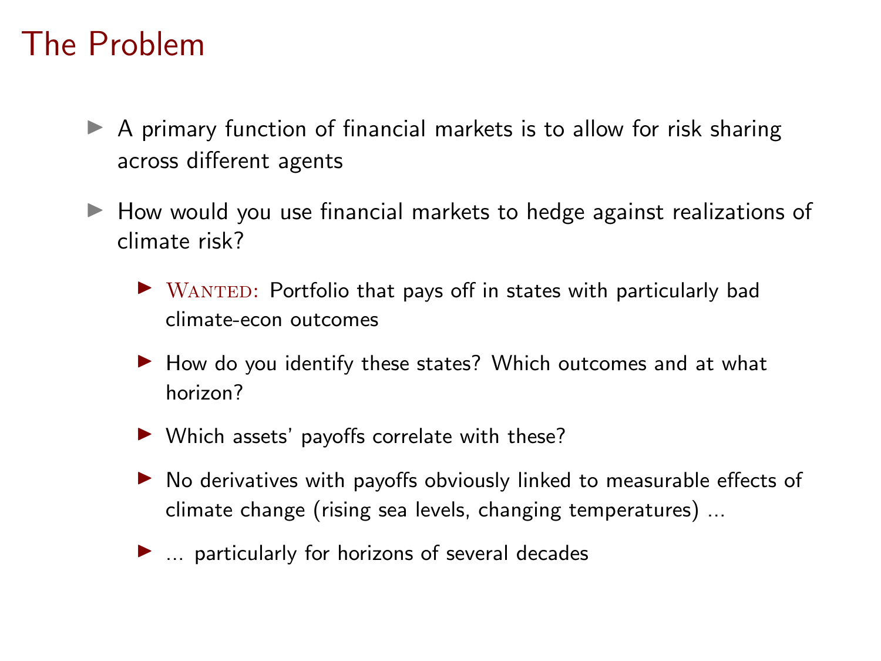# The Problem

- A primary function of financial markets is to allow for risk sharing across different agents
- How would you use financial markets to hedge against realizations of climate risk?
  - Wanted: Portfolio that pays off in states with particularly bad climate-econ outcomes
  - How do you identify these states? Which outcomes and at what horizon?
  - Which assets' payoffs correlate with these?
  - No derivatives with payoffs obviously linked to measurable effects of climate change (rising sea levels, changing temperatures) ...
  - ... particularly for horizons of several decades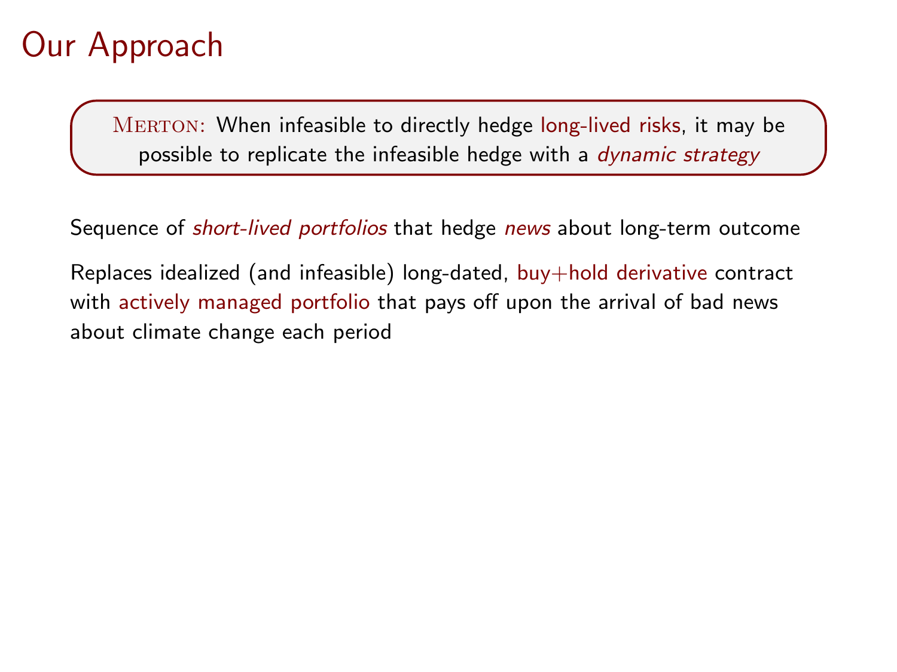# Our Approach

> MERTON: When infeasible to directly hedge long-lived risks, it may be possible to replicate the infeasible hedge with a *dynamic strategy*

Sequence of *short-lived portfolios* that hedge *news* about long-term outcome

Replaces idealized (and infeasible) long-dated, buy+hold derivative contract with actively managed portfolio that pays off upon the arrival of bad news about climate change each period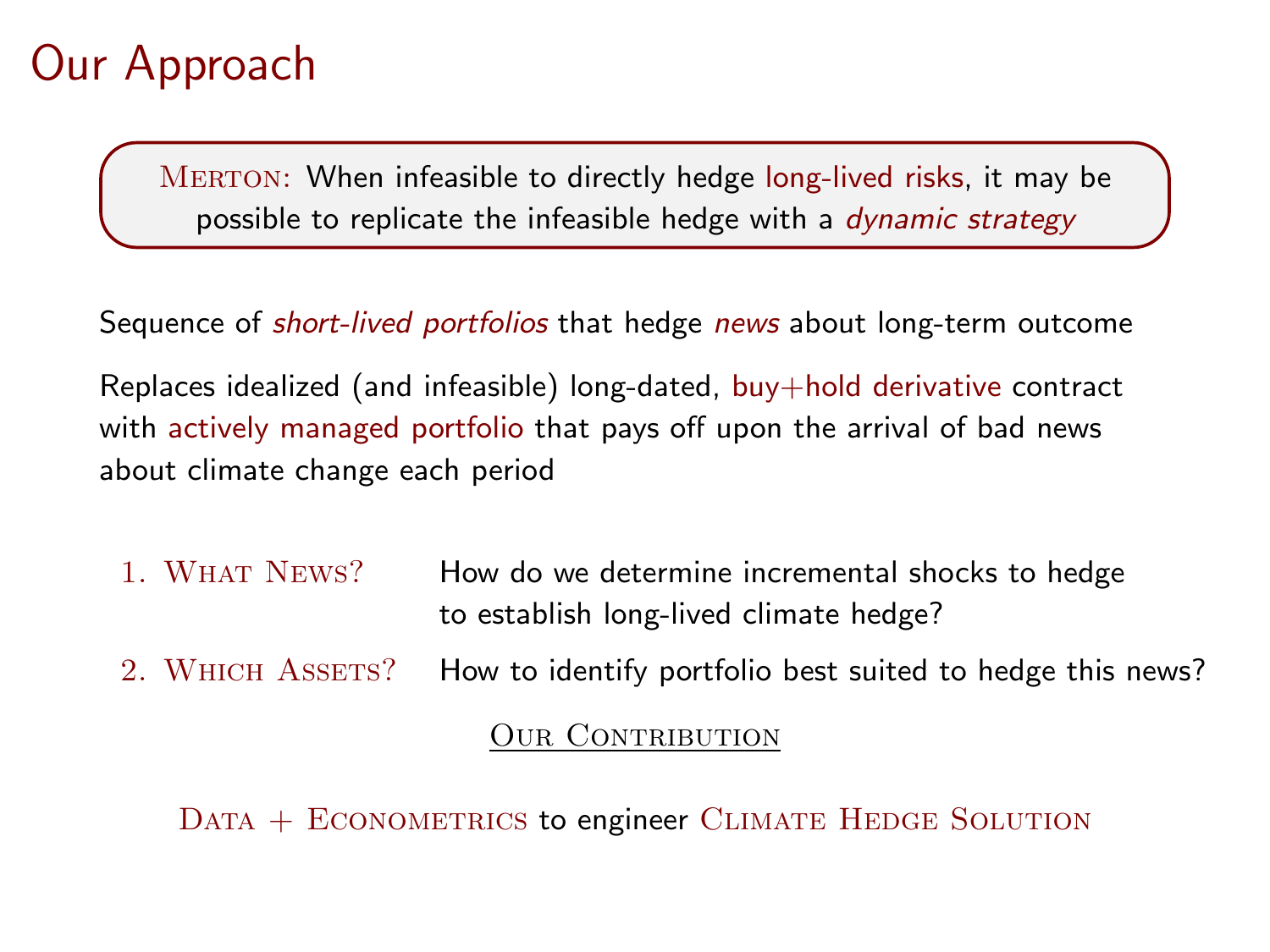# Our Approach

> **Merton:** When infeasible to directly hedge long-lived risks, it may be possible to replicate the infeasible hedge with a *dynamic strategy*

Sequence of *short-lived portfolios* that hedge *news* about long-term outcome

Replaces idealized (and infeasible) long-dated, buy+hold derivative contract with actively managed portfolio that pays off upon the arrival of bad news about climate change each period

1. **What News?** How do we determine incremental shocks to hedge to establish long-lived climate hedge?
2. **Which Assets?** How to identify portfolio best suited to hedge this news?

**Our Contribution**

Data + Econometrics to engineer Climate Hedge Solution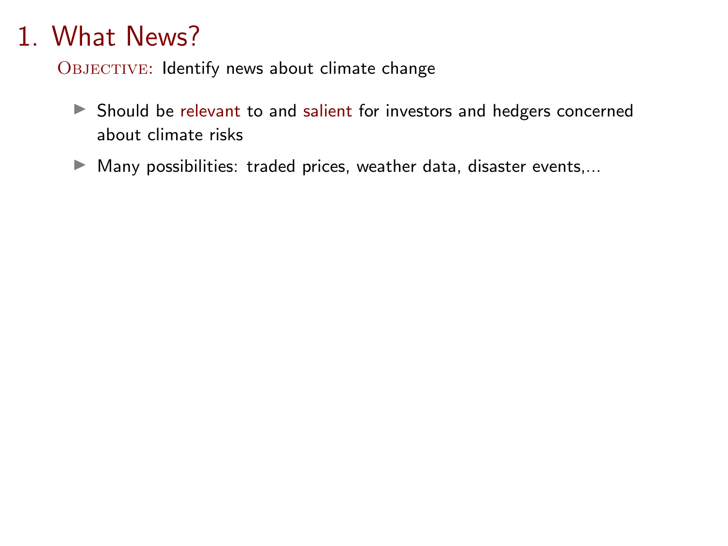# 1. What News?

Objective: Identify news about climate change

- Should be relevant to and salient for investors and hedgers concerned about climate risks
- Many possibilities: traded prices, weather data, disaster events,...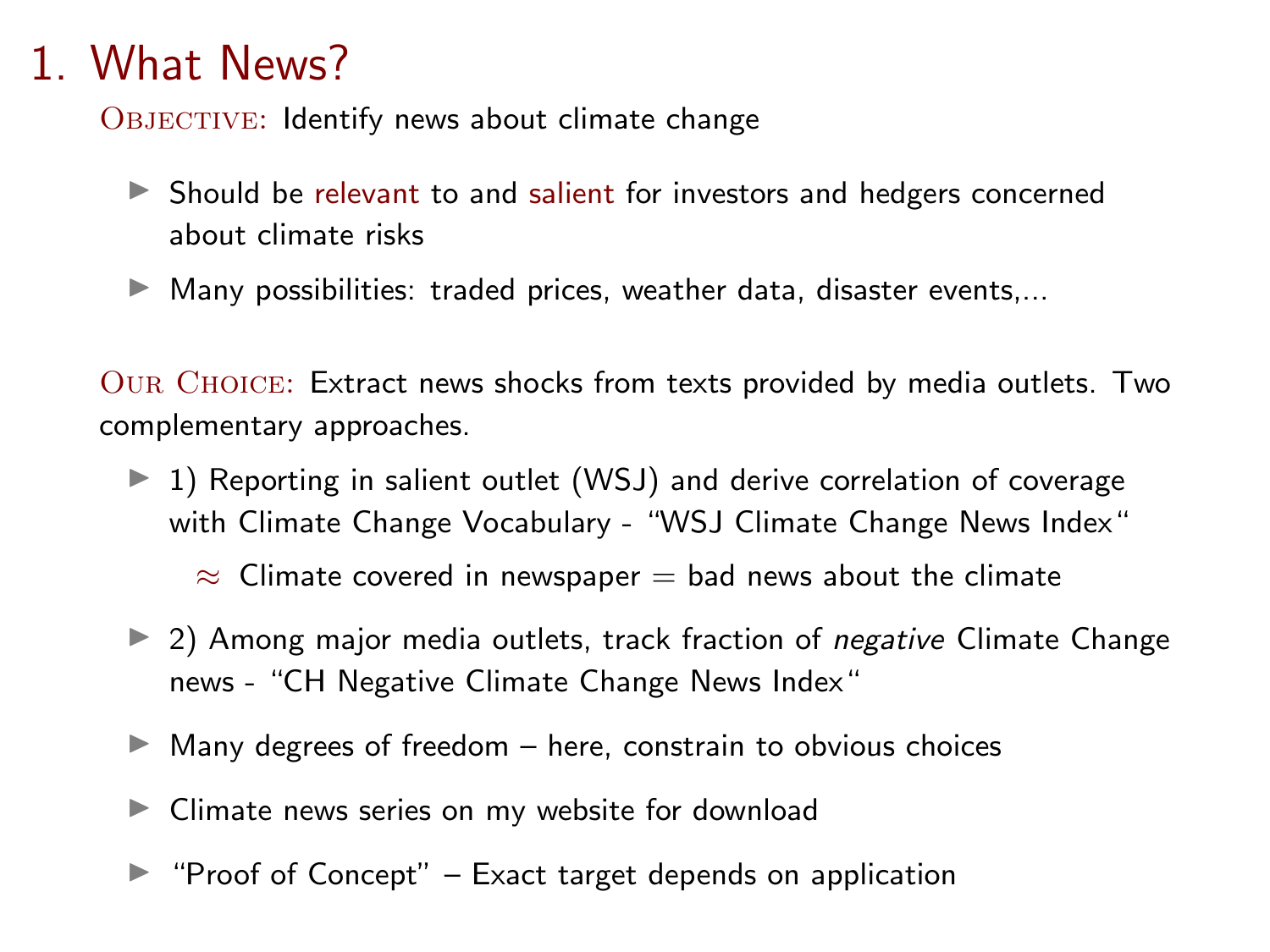# 1. What News?

**Objective:** Identify news about climate change

- Should be relevant to and salient for investors and hedgers concerned about climate risks
- Many possibilities: traded prices, weather data, disaster events,...

**Our Choice:** Extract news shocks from texts provided by media outlets. Two complementary approaches.

- 1) Reporting in salient outlet (WSJ) and derive correlation of coverage with Climate Change Vocabulary - "WSJ Climate Change News Index"
  - $\approx$ Climate covered in newspaper = bad news about the climate
- 2) Among major media outlets, track fraction of *negative* Climate Change news - "CH Negative Climate Change News Index"
- Many degrees of freedom – here, constrain to obvious choices
- Climate news series on my website for download
- "Proof of Concept" – Exact target depends on application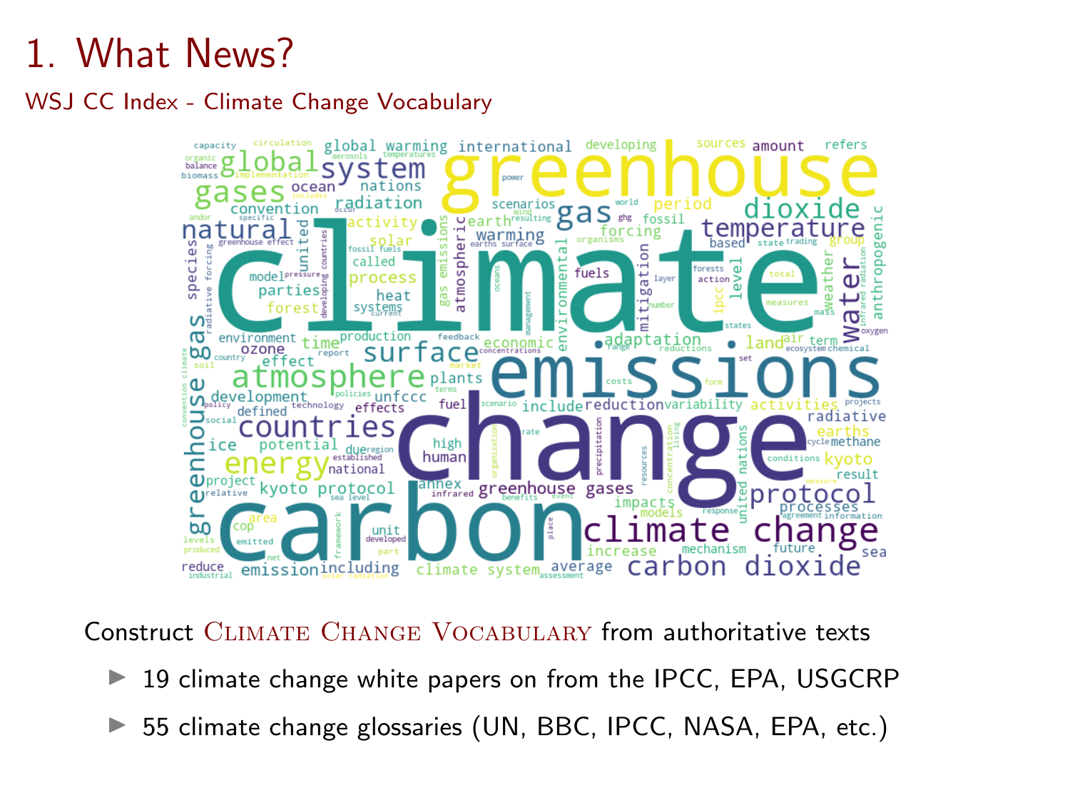# 1. What News?

## WSJ CC Index - Climate Change Vocabulary

Construct Climate Change Vocabulary from authoritative texts

- 19 climate change white papers on from the IPCC, EPA, USGCRP
- 55 climate change glossaries (UN, BBC, IPCC, NASA, EPA, etc.)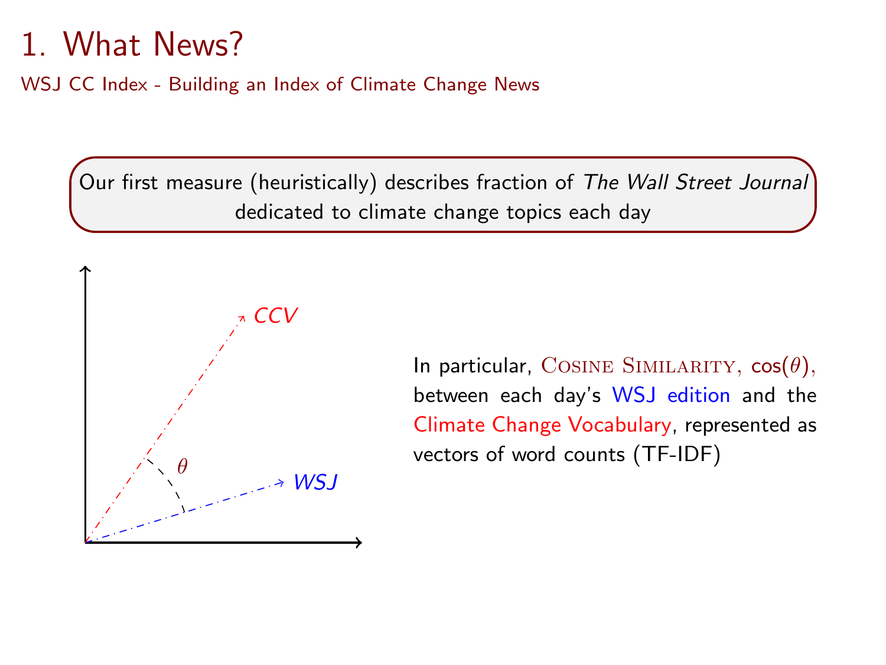# 1. What News?

WSJ CC Index - Building an Index of Climate Change News

Our first measure (heuristically) describes fraction of *The Wall Street Journal* dedicated to climate change topics each day

CCV

$\theta$

WSJ

In particular, COSINE SIMILARITY, $\cos(\theta)$, between each day's WSJ edition and the Climate Change Vocabulary, represented as vectors of word counts (TF-IDF)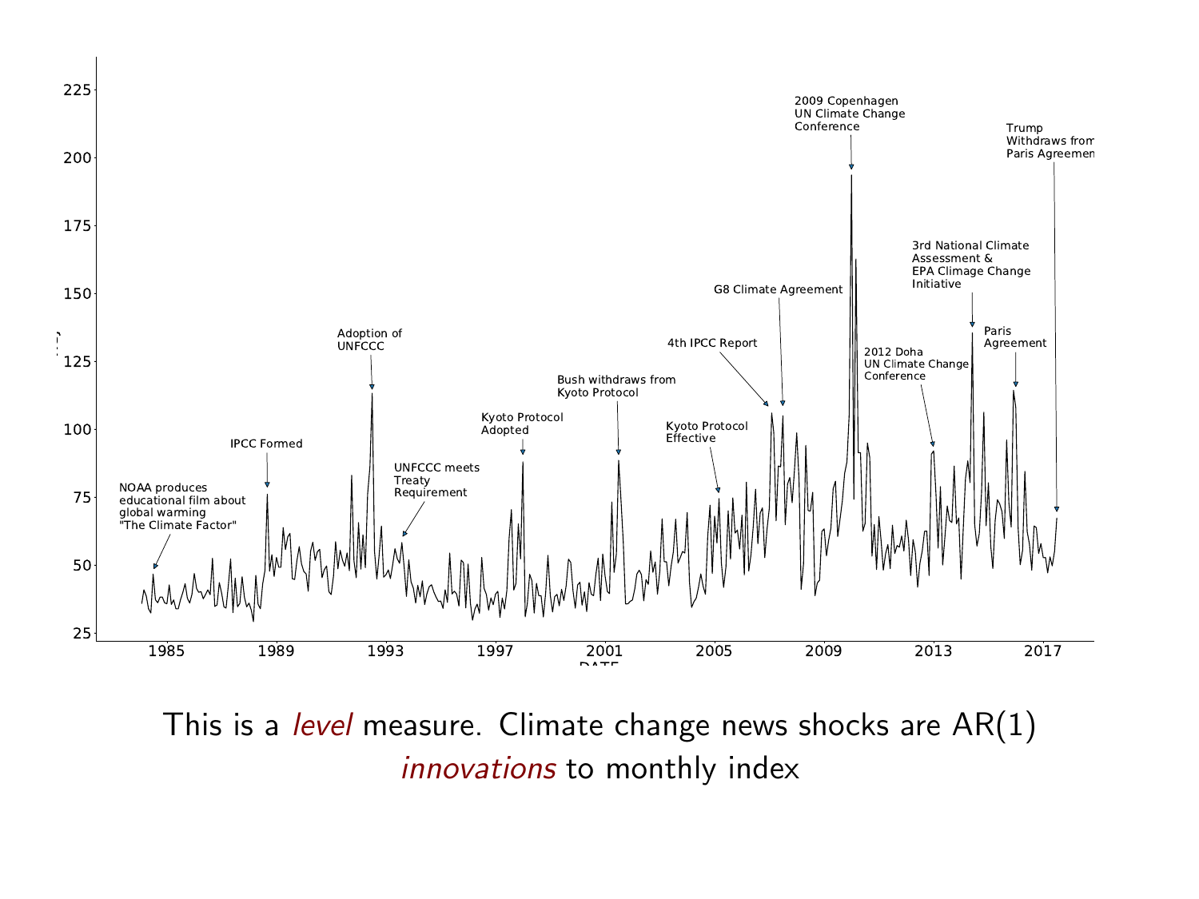This is a *level* measure. Climate change news shocks are AR(1) *innovations* to monthly index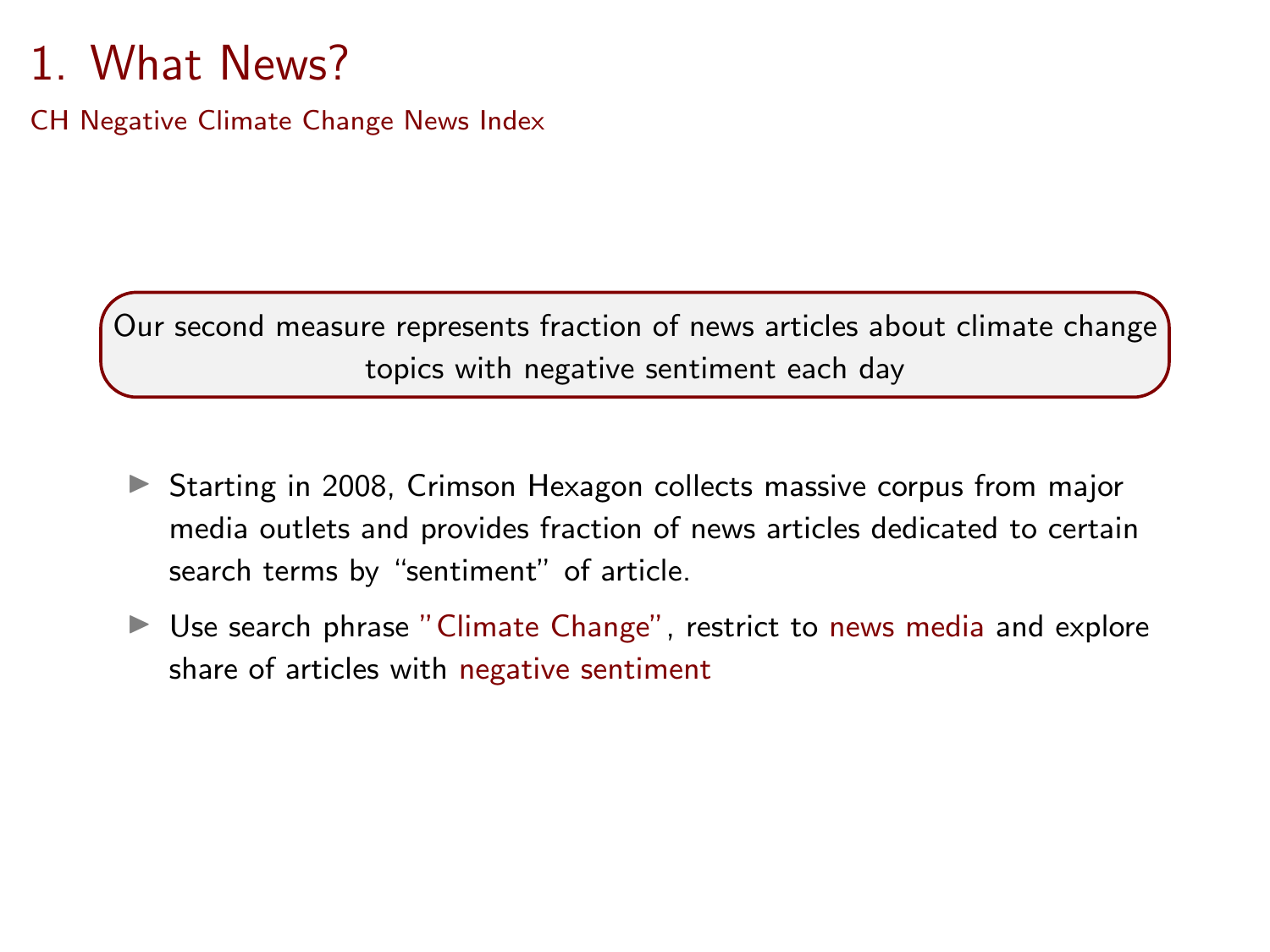# 1. What News?

## CH Negative Climate Change News Index

Our second measure represents fraction of news articles about climate change topics with negative sentiment each day

- Starting in 2008, Crimson Hexagon collects massive corpus from major media outlets and provides fraction of news articles dedicated to certain search terms by "sentiment" of article.
- Use search phrase "Climate Change", restrict to news media and explore share of articles with negative sentiment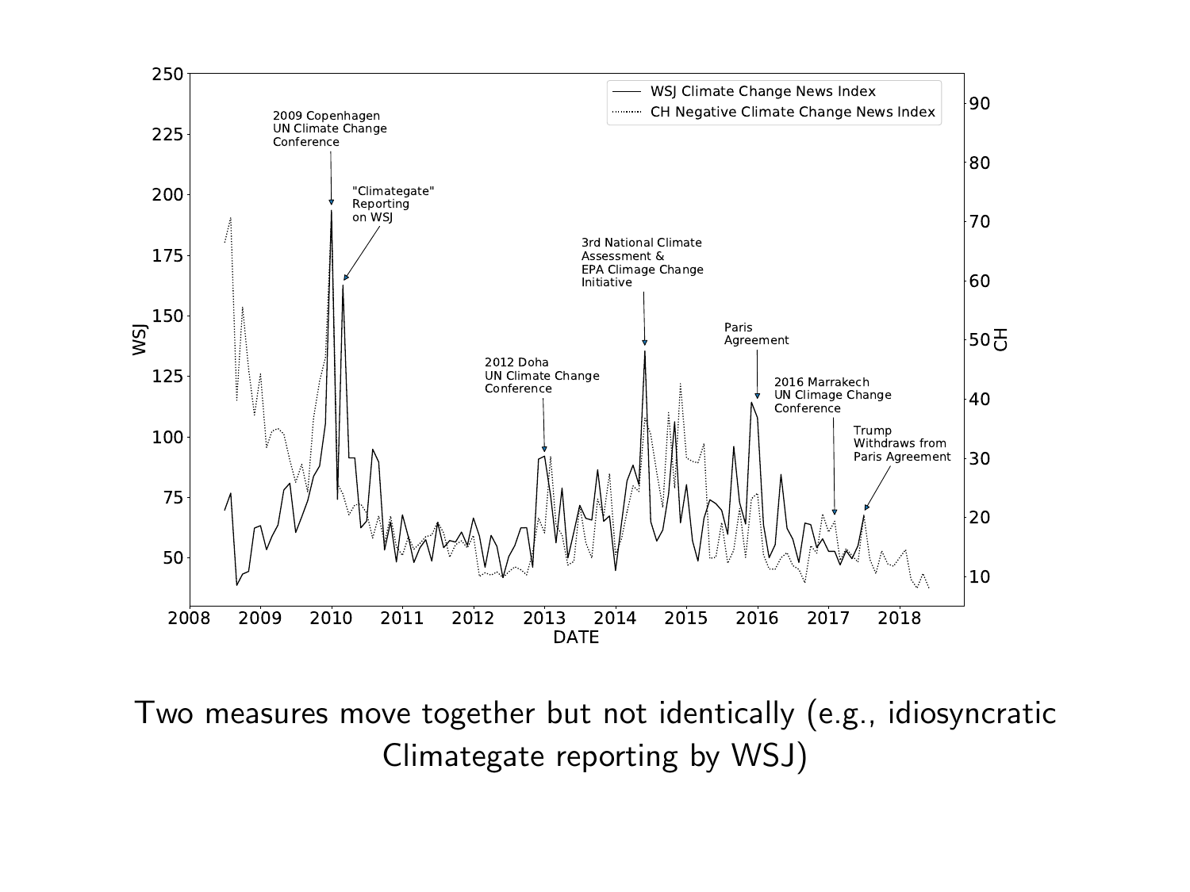Two measures move together but not identically (e.g., idiosyncratic Climategate reporting by WSJ)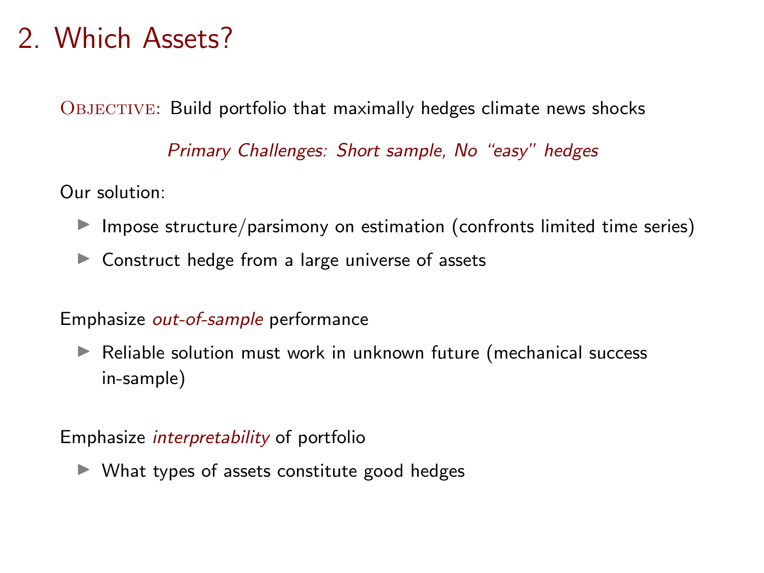# 2. Which Assets?

Objective: Build portfolio that maximally hedges climate news shocks

*Primary Challenges: Short sample, No "easy" hedges*

Our solution:

- Impose structure/parsimony on estimation (confronts limited time series)
- Construct hedge from a large universe of assets

Emphasize *out-of-sample* performance

- Reliable solution must work in unknown future (mechanical success in-sample)

Emphasize *interpretability* of portfolio

- What types of assets constitute good hedges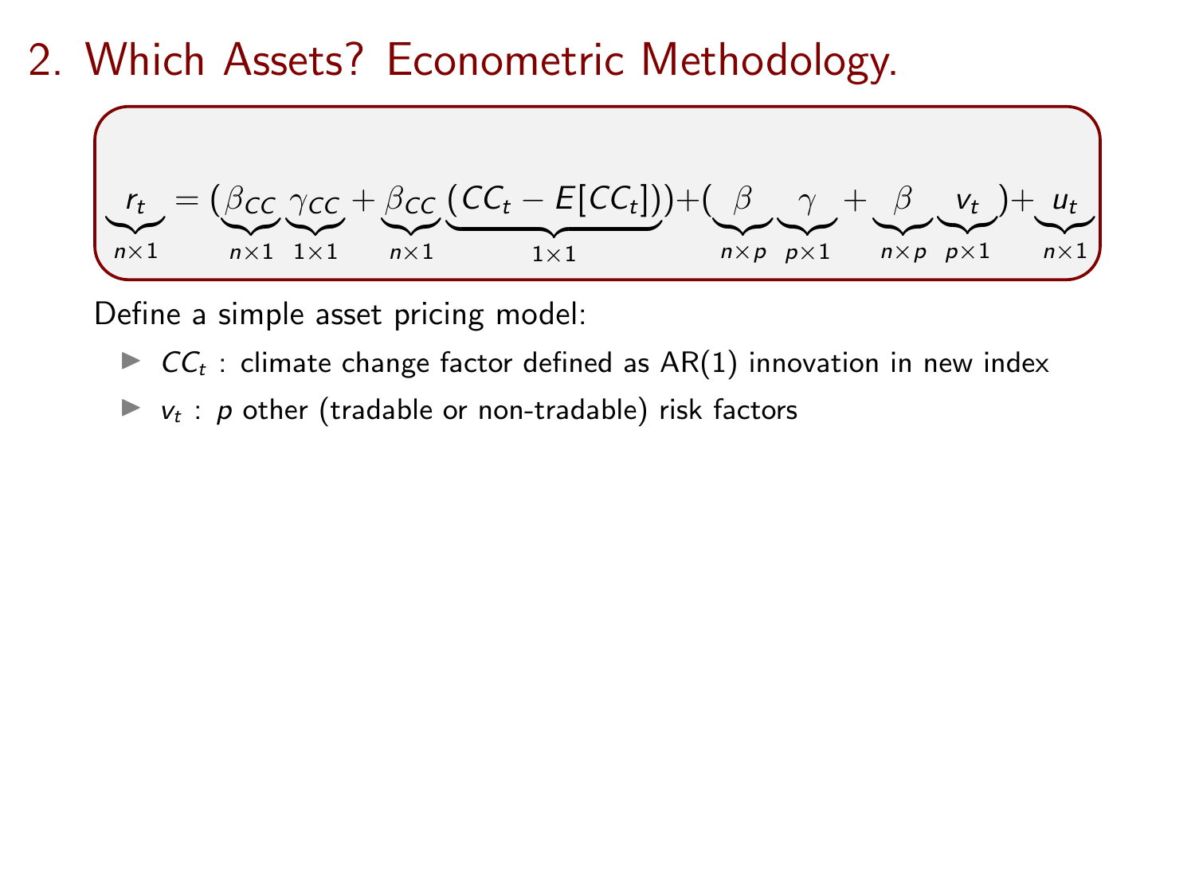# 2. Which Assets? Econometric Methodology.

$$\underbrace{r_t}_{n\times 1} = (\underbrace{\beta_{CC}}_{n\times 1}\underbrace{\gamma_{CC}}_{1\times 1} + \underbrace{\beta_{CC}}_{n\times 1}\underbrace{(CC_t - E[CC_t])}_{1\times 1}) + (\underbrace{\beta}_{n\times p}\underbrace{\gamma}_{p\times 1} + \underbrace{\beta}_{n\times p}\underbrace{v_t}_{p\times 1}) + \underbrace{u_t}_{n\times 1}$$

Define a simple asset pricing model:

- $CC_t$ : climate change factor defined as AR(1) innovation in new index
- $v_t$ : $p$ other (tradable or non-tradable) risk factors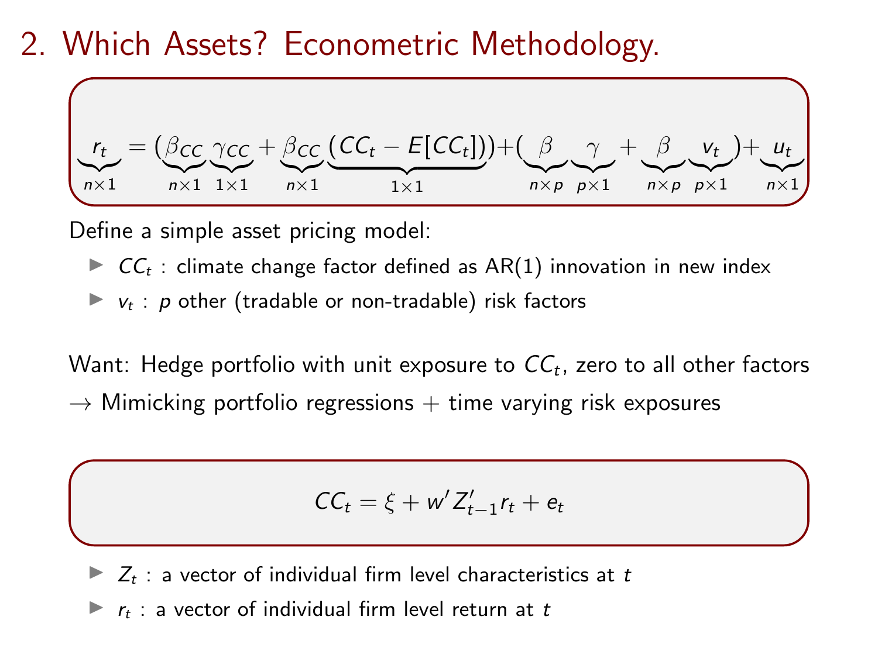# 2. Which Assets? Econometric Methodology.

$$\underbrace{r_t}_{n\times 1} = (\underbrace{\beta_{CC}}_{n\times 1}\underbrace{\gamma_{CC}}_{1\times 1} + \underbrace{\beta_{CC}}_{n\times 1}\underbrace{(CC_t - E[CC_t])}_{1\times 1}) + (\underbrace{\beta}_{n\times p}\underbrace{\gamma}_{p\times 1} + \underbrace{\beta}_{n\times p}\underbrace{v_t}_{p\times 1}) + \underbrace{u_t}_{n\times 1}$$

Define a simple asset pricing model:

- $CC_t$ : climate change factor defined as AR(1) innovation in new index
- $v_t$ : $p$ other (tradable or non-tradable) risk factors

Want: Hedge portfolio with unit exposure to $CC_t$, zero to all other factors
→ Mimicking portfolio regressions + time varying risk exposures

$$CC_t = \xi + w' Z'_{t-1} r_t + e_t$$

- $Z_t$ : a vector of individual firm level characteristics at $t$
- $r_t$ : a vector of individual firm level return at $t$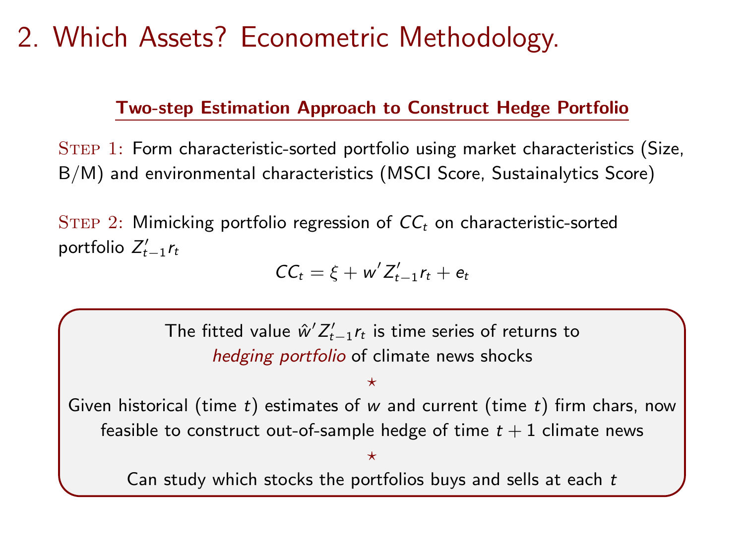# 2. Which Assets? Econometric Methodology.

## Two-step Estimation Approach to Construct Hedge Portfolio

**Step 1:** Form characteristic-sorted portfolio using market characteristics (Size, B/M) and environmental characteristics (MSCI Score, Sustainalytics Score)

**Step 2:** Mimicking portfolio regression of $CC_t$ on characteristic-sorted portfolio $Z'_{t-1}r_t$

$$CC_t = \xi + w' Z'_{t-1} r_t + e_t$$

The fitted value $\hat{w}' Z'_{t-1} r_t$ is time series of returns to *hedging portfolio* of climate news shocks

⋆

Given historical (time $t$) estimates of $w$ and current (time $t$) firm chars, now feasible to construct out-of-sample hedge of time $t+1$ climate news

⋆

Can study which stocks the portfolios buys and sells at each $t$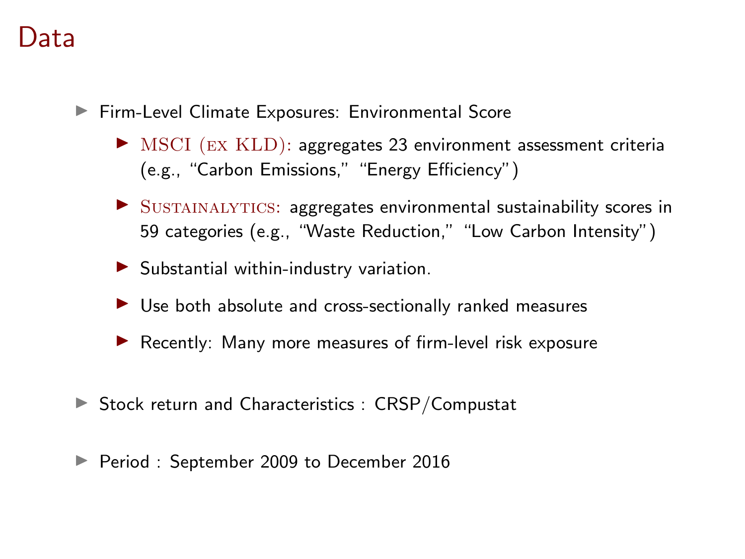# Data

- Firm-Level Climate Exposures: Environmental Score
  - MSCI (ex KLD): aggregates 23 environment assessment criteria (e.g., "Carbon Emissions," "Energy Efficiency")
  - Sustainalytics: aggregates environmental sustainability scores in 59 categories (e.g., "Waste Reduction," "Low Carbon Intensity")
  - Substantial within-industry variation.
  - Use both absolute and cross-sectionally ranked measures
  - Recently: Many more measures of firm-level risk exposure
- Stock return and Characteristics : CRSP/Compustat
- Period : September 2009 to December 2016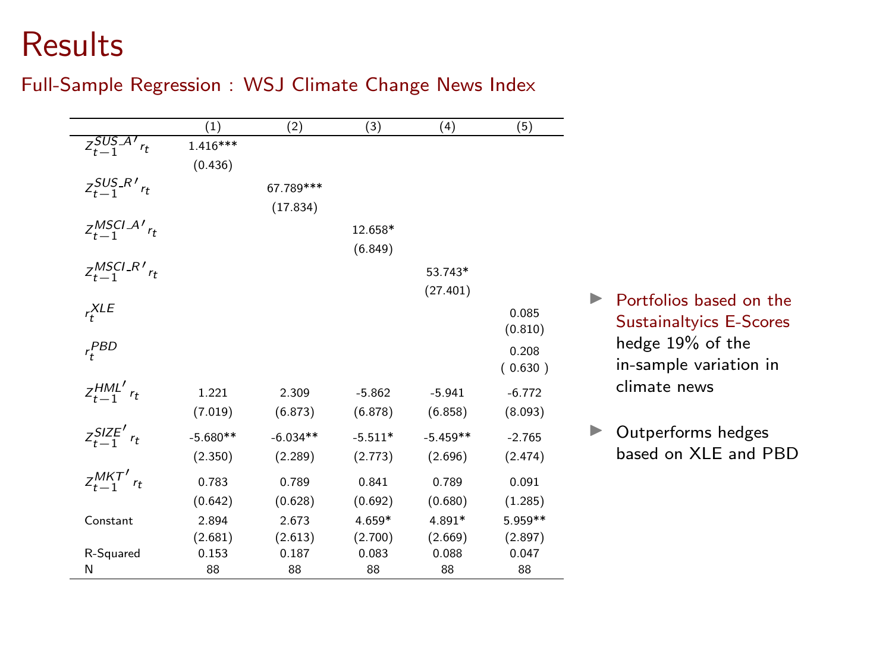# Results

## Full-Sample Regression : WSJ Climate Change News Index

| | (1) | (2) | (3) | (4) | (5) |
|---|---|---|---|---|---|
| $z_{t-1}^{SUS\_A'} r_t$ | 1.416*** | | | | |
| | (0.436) | | | | |
| $z_{t-1}^{SUS\_R'} r_t$ | | 67.789*** | | | |
| | | (17.834) | | | |
| $z_{t-1}^{MSCI\_A'} r_t$ | | | 12.658* | | |
| | | | (6.849) | | |
| $z_{t-1}^{MSCI\_R'} r_t$ | | | | 53.743* | |
| | | | | (27.401) | |
| $r_t^{XLE}$ | | | | | 0.085 |
| | | | | | (0.810) |
| $r_t^{PBD}$ | | | | | 0.208 |
| | | | | | ( 0.630 ) |
| $z_{t-1}^{HML'} r_t$ | 1.221 | 2.309 | -5.862 | -5.941 | -6.772 |
| | (7.019) | (6.873) | (6.878) | (6.858) | (8.093) |
| $z_{t-1}^{SIZE'} r_t$ | -5.680** | -6.034** | -5.511* | -5.459** | -2.765 |
| | (2.350) | (2.289) | (2.773) | (2.696) | (2.474) |
| $z_{t-1}^{MKT'} r_t$ | 0.783 | 0.789 | 0.841 | 0.789 | 0.091 |
| | (0.642) | (0.628) | (0.692) | (0.680) | (1.285) |
| Constant | 2.894 | 2.673 | 4.659* | 4.891* | 5.959** |
| | (2.681) | (2.613) | (2.700) | (2.669) | (2.897) |
| R-Squared | 0.153 | 0.187 | 0.083 | 0.088 | 0.047 |
| N | 88 | 88 | 88 | 88 | 88 |

- Portfolios based on the Sustainaltyics E-Scores hedge 19% of the in-sample variation in climate news
- Outperforms hedges based on XLE and PBD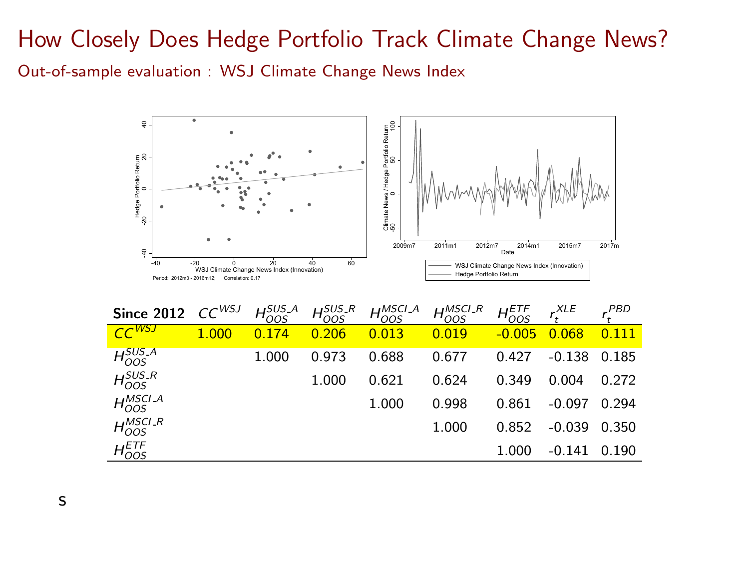# How Closely Does Hedge Portfolio Track Climate Change News?

Out-of-sample evaluation : WSJ Climate Change News Index

Period: 2012m3 - 2016m12; Correlation: 0.17

| **Since 2012** | $CC^{WSJ}$ | $H_{OOS}^{SUS\_A}$ | $H_{OOS}^{SUS\_R}$ | $H_{OOS}^{MSCI\_A}$ | $H_{OOS}^{MSCI\_R}$ | $H_{OOS}^{ETF}$ | $r_t^{XLE}$ | $r_t^{PBD}$ |
|---|---|---|---|---|---|---|---|---|
| $CC^{WSJ}$ | 1.000 | 0.174 | 0.206 | 0.013 | 0.019 | -0.005 | 0.068 | 0.111 |
| $H_{OOS}^{SUS\_A}$ | | 1.000 | 0.973 | 0.688 | 0.677 | 0.427 | -0.138 | 0.185 |
| $H_{OOS}^{SUS\_R}$ | | | 1.000 | 0.621 | 0.624 | 0.349 | 0.004 | 0.272 |
| $H_{OOS}^{MSCI\_A}$ | | | | 1.000 | 0.998 | 0.861 | -0.097 | 0.294 |
| $H_{OOS}^{MSCI\_R}$ | | | | | 1.000 | 0.852 | -0.039 | 0.350 |
| $H_{OOS}^{ETF}$ | | | | | | 1.000 | -0.141 | 0.190 |

s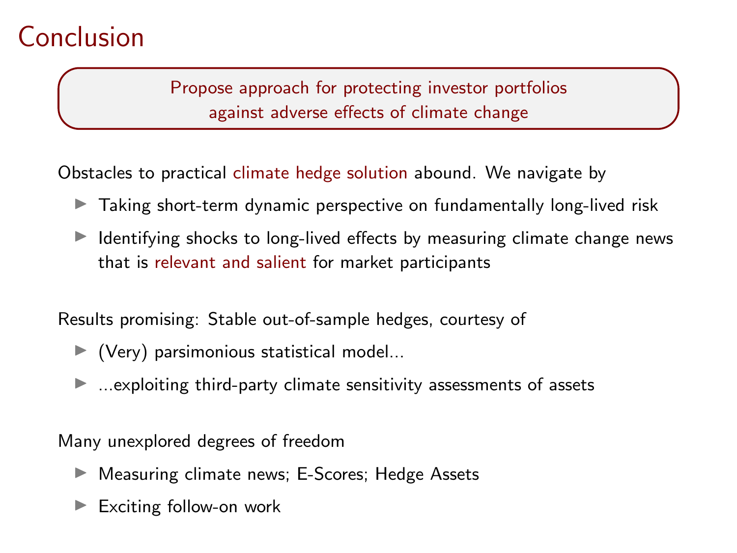# Conclusion

Propose approach for protecting investor portfolios against adverse effects of climate change

Obstacles to practical climate hedge solution abound. We navigate by

- Taking short-term dynamic perspective on fundamentally long-lived risk
- Identifying shocks to long-lived effects by measuring climate change news that is relevant and salient for market participants

Results promising: Stable out-of-sample hedges, courtesy of

- (Very) parsimonious statistical model...
- ...exploiting third-party climate sensitivity assessments of assets

Many unexplored degrees of freedom

- Measuring climate news; E-Scores; Hedge Assets
- Exciting follow-on work